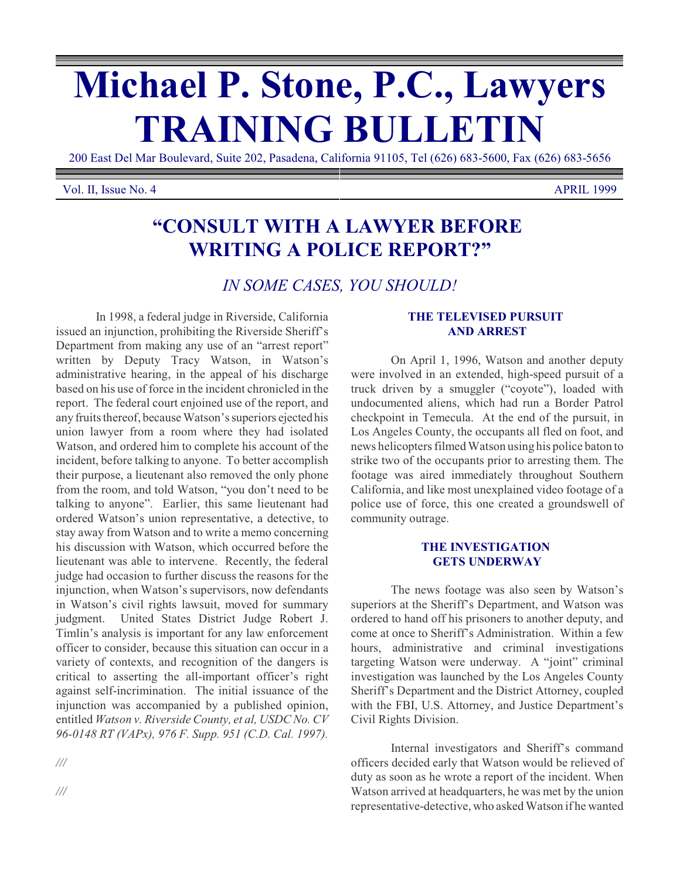# Michael P. Stone, P.C., Lawyers TRAINING BULLETIN

200 East Del Mar Boulevard, Suite 202, Pasadena, California 91105, Tel (626) 683-5600, Fax (626) 683-5656

Vol. II, Issue No. 4 — APRIL 1999

## "CONSULT WITH A LAWYER BEFORE WRITING A POLICE REPORT?"

### *IN SOME CASES, YOU SHOULD!*

In 1998, a federal judge in Riverside, California issued an injunction, prohibiting the Riverside Sheriff's Department from making any use of an "arrest report" written by Deputy Tracy Watson, in Watson's administrative hearing, in the appeal of his discharge based on his use of force in the incident chronicled in the report. The federal court enjoined use of the report, and any fruits thereof, because Watson's superiors ejected his union lawyer from a room where they had isolated Watson, and ordered him to complete his account of the incident, before talking to anyone. To better accomplish their purpose, a lieutenant also removed the only phone from the room, and told Watson, "you don't need to be talking to anyone". Earlier, this same lieutenant had ordered Watson's union representative, a detective, to stay away from Watson and to write a memo concerning his discussion with Watson, which occurred before the lieutenant was able to intervene. Recently, the federal judge had occasion to further discuss the reasons for the injunction, when Watson's supervisors, now defendants in Watson's civil rights lawsuit, moved for summary judgment. United States District Judge Robert J. Timlin's analysis is important for any law enforcement officer to consider, because this situation can occur in a variety of contexts, and recognition of the dangers is critical to asserting the all-important officer's right against self-incrimination. The initial issuance of the injunction was accompanied by a published opinion, entitled *Watson v. Riverside County, et al, USDC No. CV 96-0148 RT (VAPx), 976 F. Supp. 951 (C.D. Cal. 1997).*

///

///

#### THE TELEVISED PURSUIT AND ARREST

On April 1, 1996, Watson and another deputy were involved in an extended, high-speed pursuit of a truck driven by a smuggler ("coyote"), loaded with undocumented aliens, which had run a Border Patrol checkpoint in Temecula. At the end of the pursuit, in Los Angeles County, the occupants all fled on foot, and news helicopters filmed Watson using his police baton to strike two of the occupants prior to arresting them. The footage was aired immediately throughout Southern California, and like most unexplained video footage of a police use of force, this one created a groundswell of community outrage.

#### THE INVESTIGATION GETS UNDERWAY

The news footage was also seen by Watson's superiors at the Sheriff's Department, and Watson was ordered to hand off his prisoners to another deputy, and come at once to Sheriff's Administration. Within a few hours, administrative and criminal investigations targeting Watson were underway. A "joint" criminal investigation was launched by the Los Angeles County Sheriff's Department and the District Attorney, coupled with the FBI, U.S. Attorney, and Justice Department's Civil Rights Division.

Internal investigators and Sheriff's command officers decided early that Watson would be relieved of duty as soon as he wrote a report of the incident. When Watson arrived at headquarters, he was met by the union representative-detective, who asked Watson if he wanted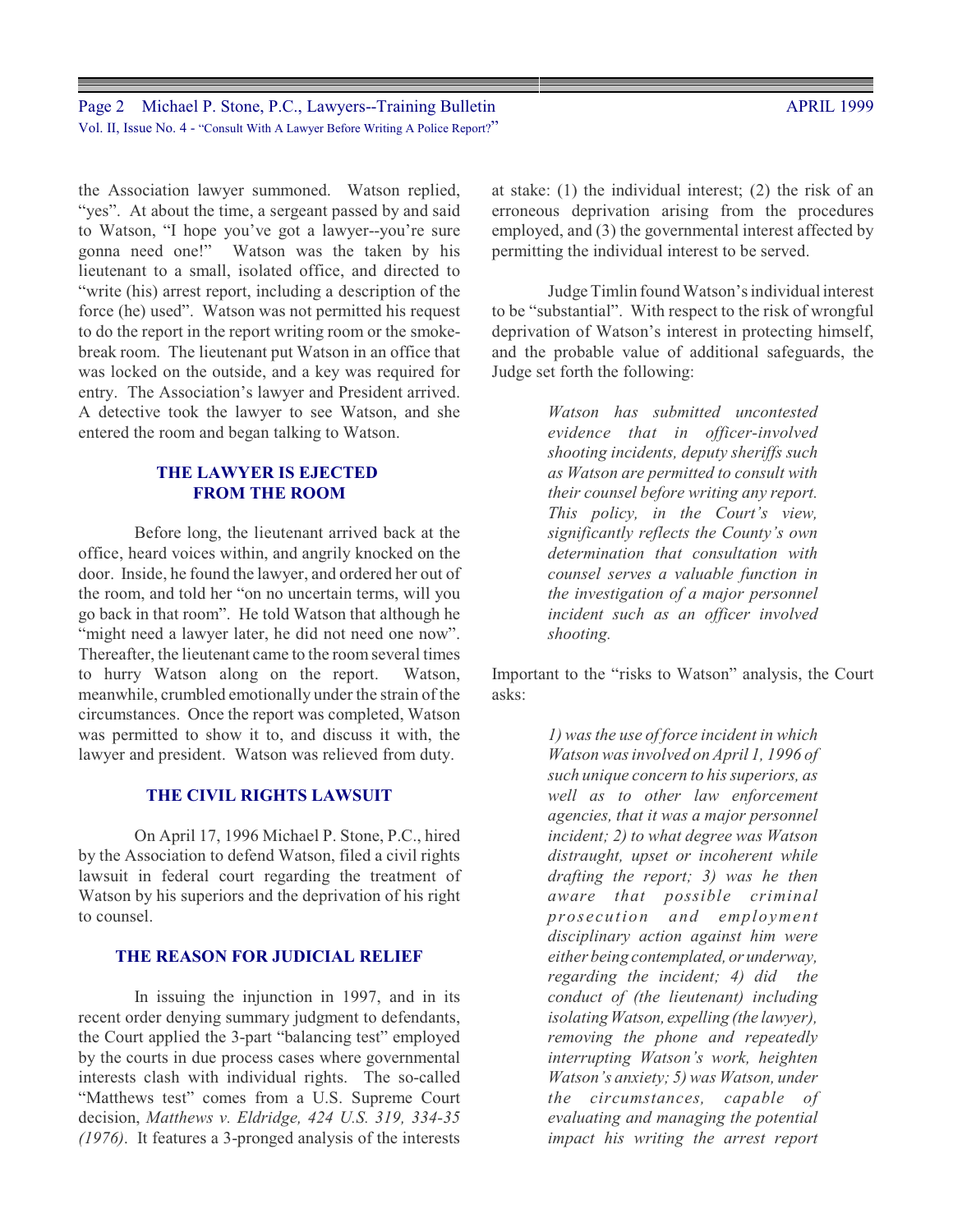the Association lawyer summoned. Watson replied, "yes". At about the time, a sergeant passed by and said to Watson, "I hope you've got a lawyer--you're sure gonna need one!" Watson was the taken by his lieutenant to a small, isolated office, and directed to "write (his) arrest report, including a description of the force (he) used". Watson was not permitted his request to do the report in the report writing room or the smoke-break room. The lieutenant put Watson in an office that was locked on the outside, and a key was required for entry. The Association's lawyer and President arrived. A detective took the lawyer to see Watson, and she entered the room and began talking to Watson.

### THE LAWYER IS EJECTED FROM THE ROOM

Before long, the lieutenant arrived back at the office, heard voices within, and angrily knocked on the door. Inside, he found the lawyer, and ordered her out of the room, and told her "on no uncertain terms, will you go back in that room". He told Watson that although he "might need a lawyer later, he did not need one now". Thereafter, the lieutenant came to the room several times to hurry Watson along on the report. Watson, meanwhile, crumbled emotionally under the strain of the circumstances. Once the report was completed, Watson was permitted to show it to, and discuss it with, the lawyer and president. Watson was relieved from duty.

### THE CIVIL RIGHTS LAWSUIT

On April 17, 1996 Michael P. Stone, P.C., hired by the Association to defend Watson, filed a civil rights lawsuit in federal court regarding the treatment of Watson by his superiors and the deprivation of his right to counsel.

### THE REASON FOR JUDICIAL RELIEF

In issuing the injunction in 1997, and in its recent order denying summary judgment to defendants, the Court applied the 3-part "balancing test" employed by the courts in due process cases where governmental interests clash with individual rights. The so-called "Matthews test" comes from a U.S. Supreme Court decision, *Matthews v. Eldridge, 424 U.S. 319, 334-35 (1976)*. It features a 3-pronged analysis of the interests at stake: (1) the individual interest; (2) the risk of an erroneous deprivation arising from the procedures employed, and (3) the governmental interest affected by permitting the individual interest to be served.

Judge Timlin found Watson's individual interest to be "substantial". With respect to the risk of wrongful deprivation of Watson's interest in protecting himself, and the probable value of additional safeguards, the Judge set forth the following:

> *Watson has submitted uncontested evidence that in officer-involved shooting incidents, deputy sheriffs such as Watson are permitted to consult with their counsel before writing any report. This policy, in the Court's view, significantly reflects the County's own determination that consultation with counsel serves a valuable function in the investigation of a major personnel incident such as an officer involved shooting.*

Important to the "risks to Watson" analysis, the Court asks:

> *1) was the use of force incident in which Watson was involved on April 1, 1996 of such unique concern to his superiors, as well as to other law enforcement agencies, that it was a major personnel incident; 2) to what degree was Watson distraught, upset or incoherent while drafting the report; 3) was he then aware that possible criminal prosecution and employment disciplinary action against him were either being contemplated, or underway, regarding the incident; 4) did the conduct of (the lieutenant) including isolating Watson, expelling (the lawyer), removing the phone and repeatedly interrupting Watson's work, heighten Watson's anxiety; 5) was Watson, under the circumstances, capable of evaluating and managing the potential impact his writing the arrest report*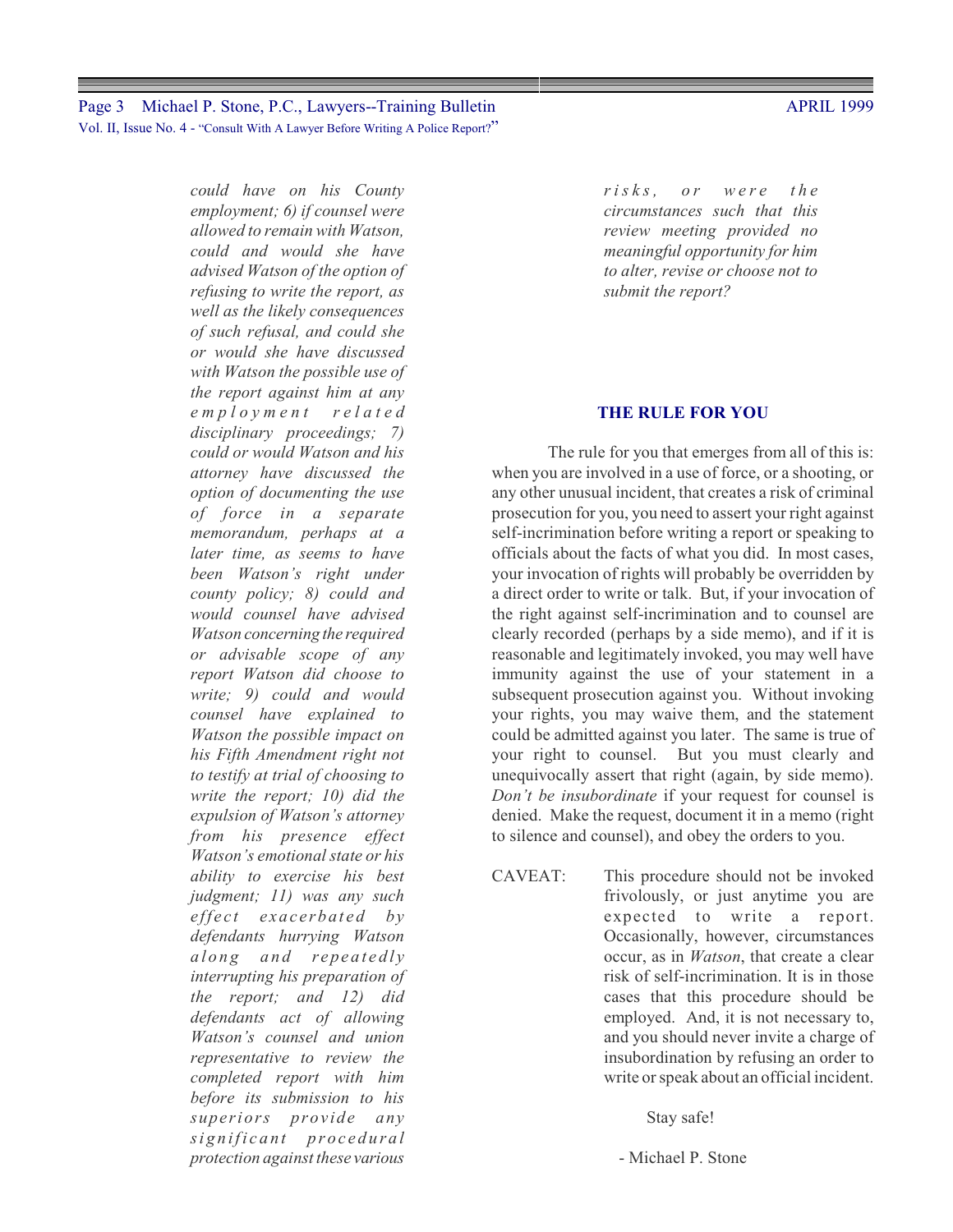*could have on his County employment; 6) if counsel were allowed to remain with Watson, could and would she have advised Watson of the option of refusing to write the report, as well as the likely consequences of such refusal, and could she or would she have discussed with Watson the possible use of the report against him at any employment related disciplinary proceedings; 7) could or would Watson and his attorney have discussed the option of documenting the use of force in a separate memorandum, perhaps at a later time, as seems to have been Watson's right under county policy; 8) could and would counsel have advised Watson concerning the required or advisable scope of any report Watson did choose to write; 9) could and would counsel have explained to Watson the possible impact on his Fifth Amendment right not to testify at trial of choosing to write the report; 10) did the expulsion of Watson's attorney from his presence effect Watson's emotional state or his ability to exercise his best judgment; 11) was any such effect exacerbated by defendants hurrying Watson along and repeatedly interrupting his preparation of the report; and 12) did defendants act of allowing Watson's counsel and union representative to review the completed report with him before its submission to his superiors provide any significant procedural protection against these various risks, or were the circumstances such that this review meeting provided no meaningful opportunity for him to alter, revise or choose not to submit the report?*

## THE RULE FOR YOU

The rule for you that emerges from all of this is: when you are involved in a use of force, or a shooting, or any other unusual incident, that creates a risk of criminal prosecution for you, you need to assert your right against self-incrimination before writing a report or speaking to officials about the facts of what you did. In most cases, your invocation of rights will probably be overridden by a direct order to write or talk. But, if your invocation of the right against self-incrimination and to counsel are clearly recorded (perhaps by a side memo), and if it is reasonable and legitimately invoked, you may well have immunity against the use of your statement in a subsequent prosecution against you. Without invoking your rights, you may waive them, and the statement could be admitted against you later. The same is true of your right to counsel. But you must clearly and unequivocally assert that right (again, by side memo). *Don't be insubordinate* if your request for counsel is denied. Make the request, document it in a memo (right to silence and counsel), and obey the orders to you.

CAVEAT: This procedure should not be invoked frivolously, or just anytime you are expected to write a report. Occasionally, however, circumstances occur, as in *Watson*, that create a clear risk of self-incrimination. It is in those cases that this procedure should be employed. And, it is not necessary to, and you should never invite a charge of insubordination by refusing an order to write or speak about an official incident.

Stay safe!

- Michael P. Stone